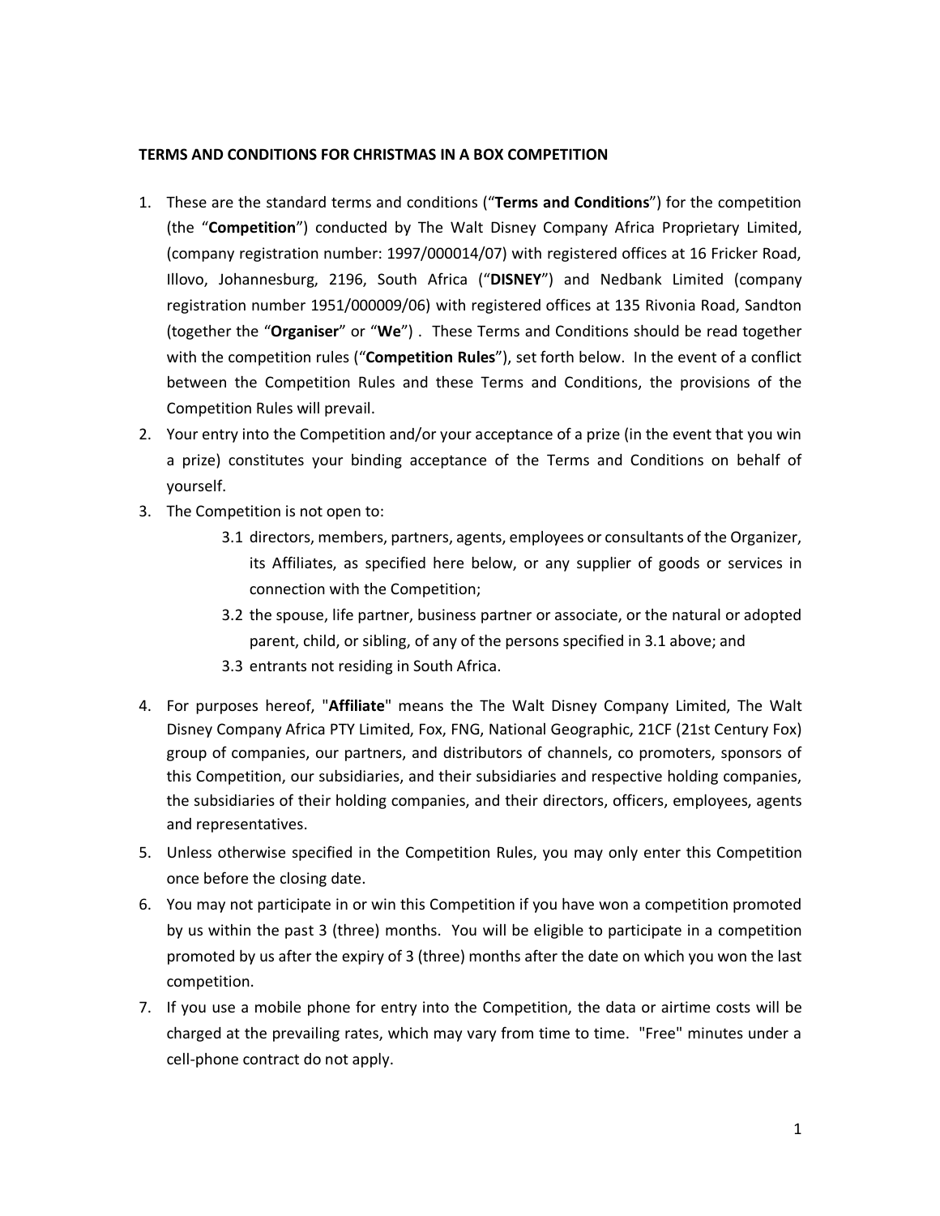**TERMS AND CONDITIONS FOR CHRISTMAS IN A BOX COMPETITION**

1. These are the standard terms and conditions ("**Terms and Conditions**") for the competition (the "**Competition**") conducted by The Walt Disney Company Africa Proprietary Limited, (company registration number: 1997/000014/07) with registered offices at 16 Fricker Road, Illovo, Johannesburg, 2196, South Africa ("**DISNEY**") and Nedbank Limited (company registration number 1951/000009/06) with registered offices at 135 Rivonia Road, Sandton (together the "**Organiser**" or "**We**") . These Terms and Conditions should be read together with the competition rules ("**Competition Rules**"), set forth below. In the event of a conflict between the Competition Rules and these Terms and Conditions, the provisions of the Competition Rules will prevail.
2. Your entry into the Competition and/or your acceptance of a prize (in the event that you win a prize) constitutes your binding acceptance of the Terms and Conditions on behalf of yourself.
3. The Competition is not open to:
   3.1 directors, members, partners, agents, employees or consultants of the Organizer, its Affiliates, as specified here below, or any supplier of goods or services in connection with the Competition;
   3.2 the spouse, life partner, business partner or associate, or the natural or adopted parent, child, or sibling, of any of the persons specified in 3.1 above; and
   3.3 entrants not residing in South Africa.
4. For purposes hereof, "**Affiliate**" means the The Walt Disney Company Limited, The Walt Disney Company Africa PTY Limited, Fox, FNG, National Geographic, 21CF (21st Century Fox) group of companies, our partners, and distributors of channels, co promoters, sponsors of this Competition, our subsidiaries, and their subsidiaries and respective holding companies, the subsidiaries of their holding companies, and their directors, officers, employees, agents and representatives.
5. Unless otherwise specified in the Competition Rules, you may only enter this Competition once before the closing date.
6. You may not participate in or win this Competition if you have won a competition promoted by us within the past 3 (three) months. You will be eligible to participate in a competition promoted by us after the expiry of 3 (three) months after the date on which you won the last competition.
7. If you use a mobile phone for entry into the Competition, the data or airtime costs will be charged at the prevailing rates, which may vary from time to time. "Free" minutes under a cell-phone contract do not apply.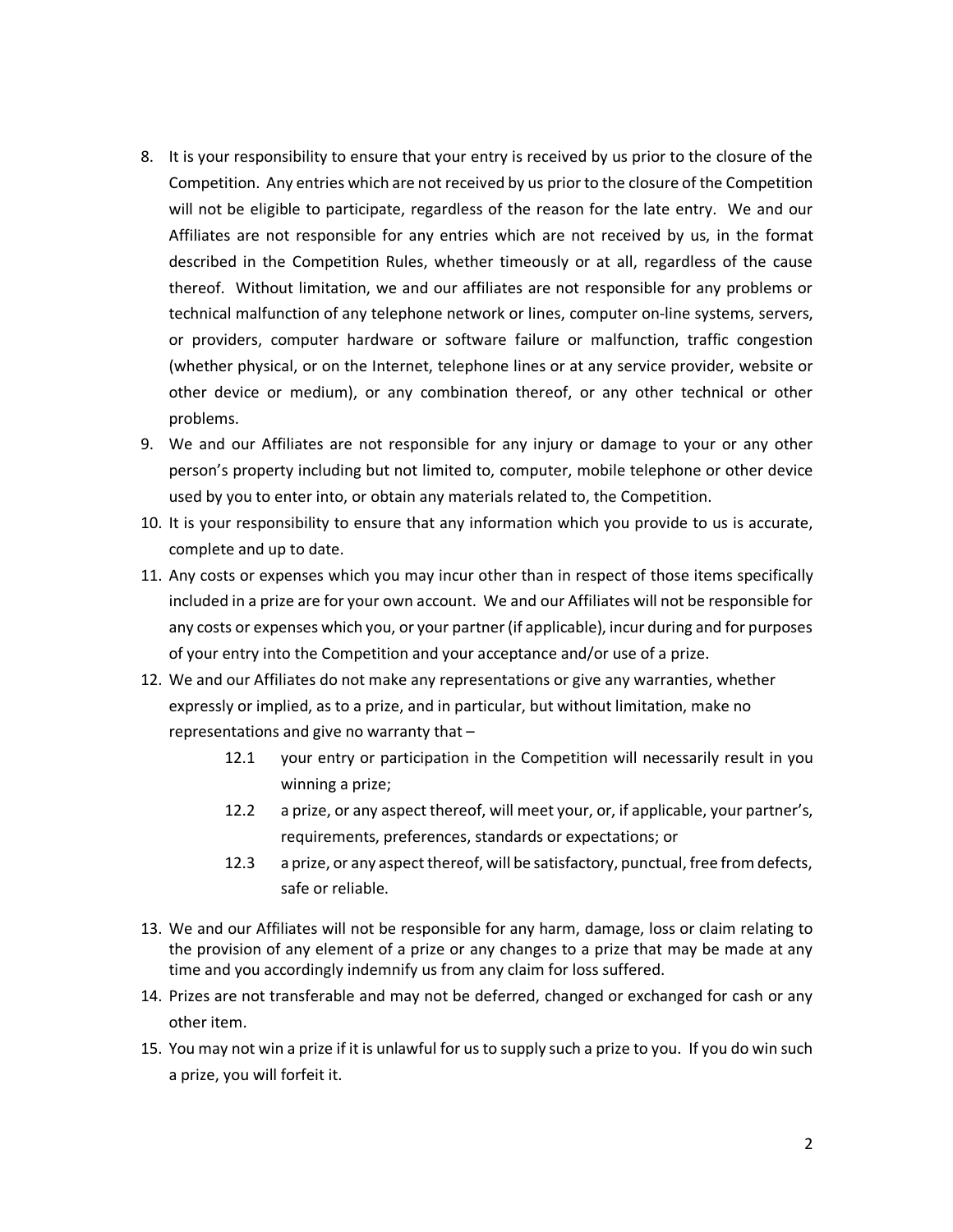8. It is your responsibility to ensure that your entry is received by us prior to the closure of the Competition. Any entries which are not received by us prior to the closure of the Competition will not be eligible to participate, regardless of the reason for the late entry. We and our Affiliates are not responsible for any entries which are not received by us, in the format described in the Competition Rules, whether timeously or at all, regardless of the cause thereof. Without limitation, we and our affiliates are not responsible for any problems or technical malfunction of any telephone network or lines, computer on-line systems, servers, or providers, computer hardware or software failure or malfunction, traffic congestion (whether physical, or on the Internet, telephone lines or at any service provider, website or other device or medium), or any combination thereof, or any other technical or other problems.
9. We and our Affiliates are not responsible for any injury or damage to your or any other person's property including but not limited to, computer, mobile telephone or other device used by you to enter into, or obtain any materials related to, the Competition.
10. It is your responsibility to ensure that any information which you provide to us is accurate, complete and up to date.
11. Any costs or expenses which you may incur other than in respect of those items specifically included in a prize are for your own account. We and our Affiliates will not be responsible for any costs or expenses which you, or your partner (if applicable), incur during and for purposes of your entry into the Competition and your acceptance and/or use of a prize.
12. We and our Affiliates do not make any representations or give any warranties, whether expressly or implied, as to a prize, and in particular, but without limitation, make no representations and give no warranty that –
    - 12.1 your entry or participation in the Competition will necessarily result in you winning a prize;
    - 12.2 a prize, or any aspect thereof, will meet your, or, if applicable, your partner's, requirements, preferences, standards or expectations; or
    - 12.3 a prize, or any aspect thereof, will be satisfactory, punctual, free from defects, safe or reliable.
13. We and our Affiliates will not be responsible for any harm, damage, loss or claim relating to the provision of any element of a prize or any changes to a prize that may be made at any time and you accordingly indemnify us from any claim for loss suffered.
14. Prizes are not transferable and may not be deferred, changed or exchanged for cash or any other item.
15. You may not win a prize if it is unlawful for us to supply such a prize to you. If you do win such a prize, you will forfeit it.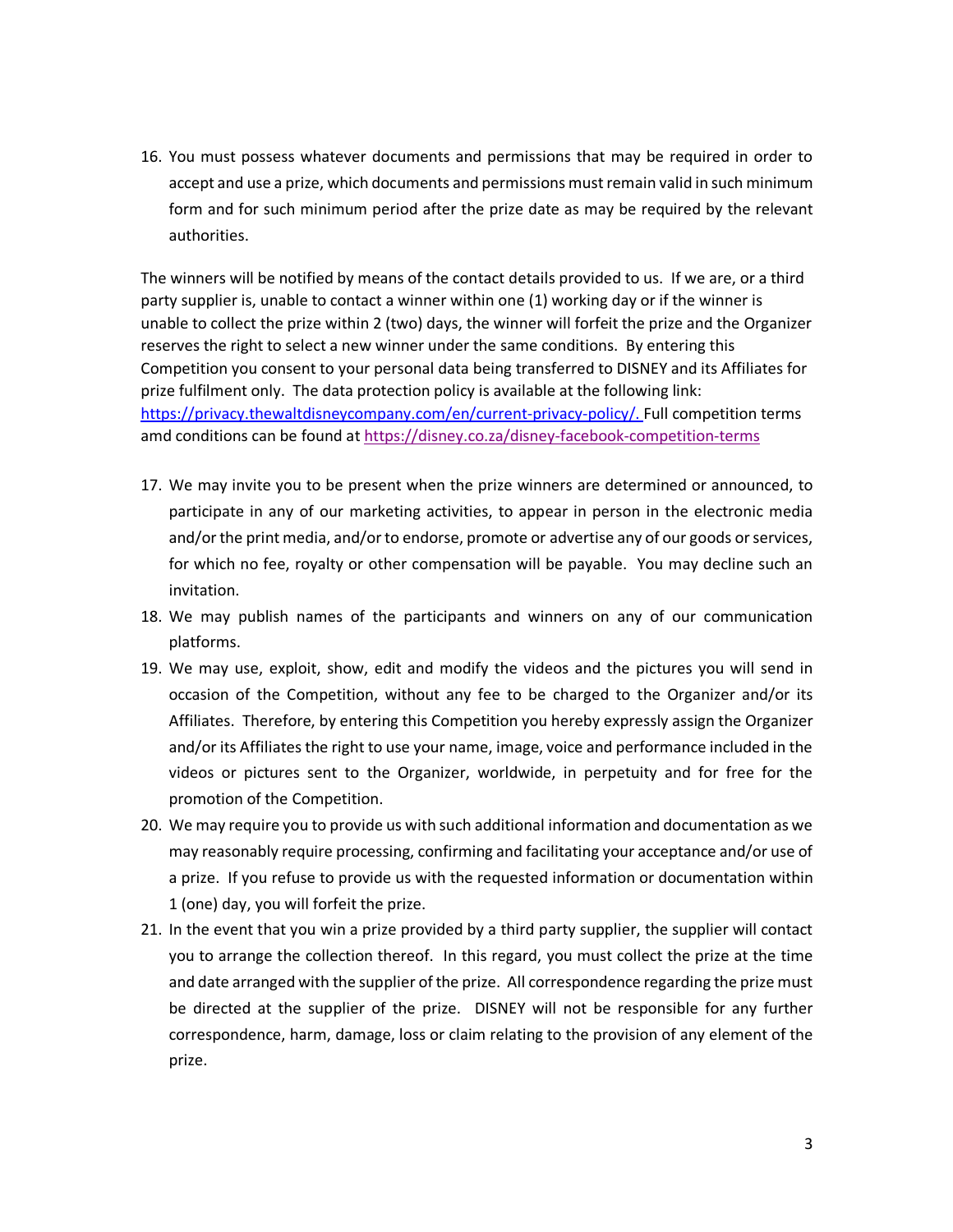16. You must possess whatever documents and permissions that may be required in order to accept and use a prize, which documents and permissions must remain valid in such minimum form and for such minimum period after the prize date as may be required by the relevant authorities.

The winners will be notified by means of the contact details provided to us. If we are, or a third party supplier is, unable to contact a winner within one (1) working day or if the winner is unable to collect the prize within 2 (two) days, the winner will forfeit the prize and the Organizer reserves the right to select a new winner under the same conditions. By entering this Competition you consent to your personal data being transferred to DISNEY and its Affiliates for prize fulfilment only. The data protection policy is available at the following link: [https://privacy.thewaltdisneycompany.com/en/current-privacy-policy/.](https://privacy.thewaltdisneycompany.com/en/current-privacy-policy/) Full competition terms amd conditions can be found at [https://disney.co.za/disney-facebook-competition-terms](https://disney.co.za/disney-facebook-competition-terms)

17. We may invite you to be present when the prize winners are determined or announced, to participate in any of our marketing activities, to appear in person in the electronic media and/or the print media, and/or to endorse, promote or advertise any of our goods or services, for which no fee, royalty or other compensation will be payable. You may decline such an invitation.
18. We may publish names of the participants and winners on any of our communication platforms.
19. We may use, exploit, show, edit and modify the videos and the pictures you will send in occasion of the Competition, without any fee to be charged to the Organizer and/or its Affiliates. Therefore, by entering this Competition you hereby expressly assign the Organizer and/or its Affiliates the right to use your name, image, voice and performance included in the videos or pictures sent to the Organizer, worldwide, in perpetuity and for free for the promotion of the Competition.
20. We may require you to provide us with such additional information and documentation as we may reasonably require processing, confirming and facilitating your acceptance and/or use of a prize. If you refuse to provide us with the requested information or documentation within 1 (one) day, you will forfeit the prize.
21. In the event that you win a prize provided by a third party supplier, the supplier will contact you to arrange the collection thereof. In this regard, you must collect the prize at the time and date arranged with the supplier of the prize. All correspondence regarding the prize must be directed at the supplier of the prize. DISNEY will not be responsible for any further correspondence, harm, damage, loss or claim relating to the provision of any element of the prize.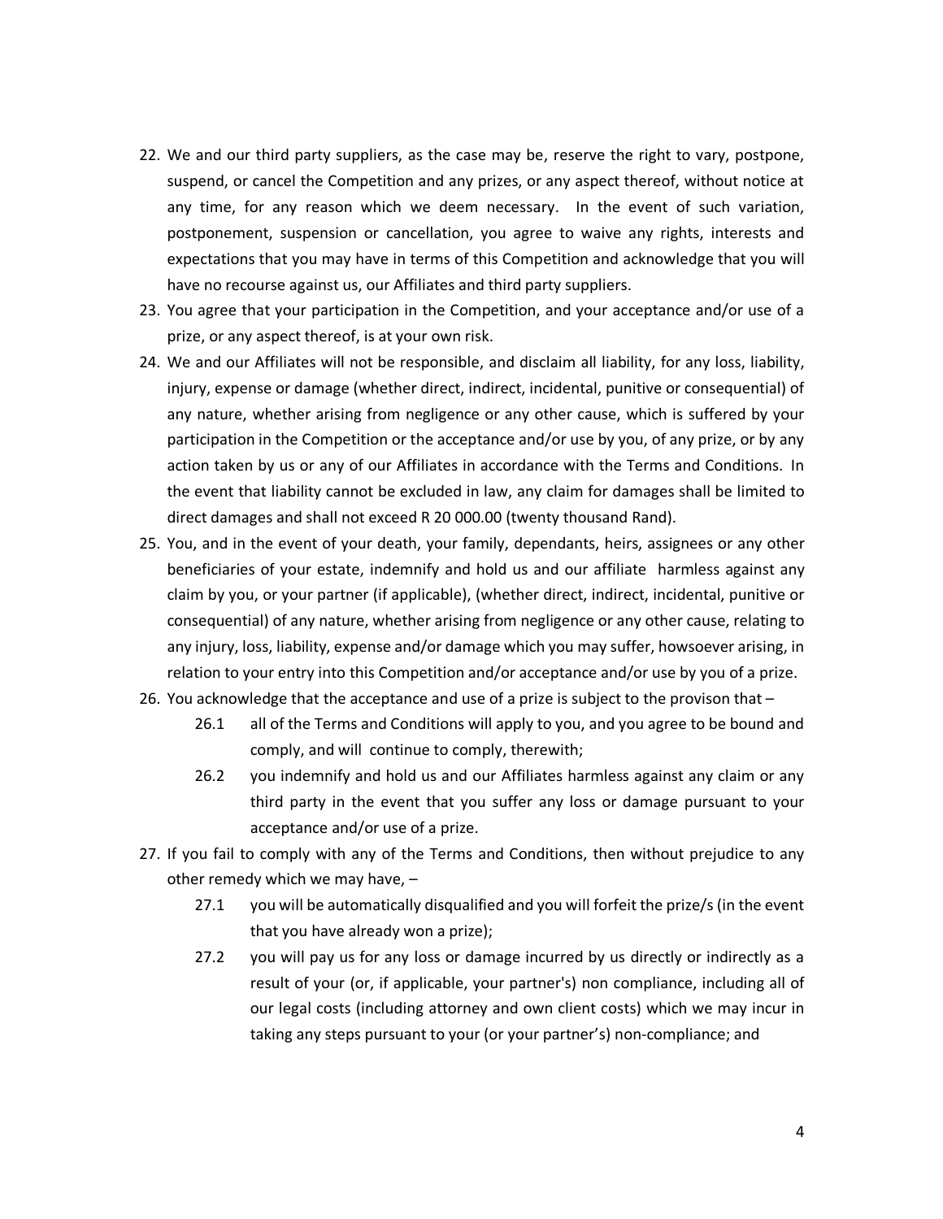22. We and our third party suppliers, as the case may be, reserve the right to vary, postpone, suspend, or cancel the Competition and any prizes, or any aspect thereof, without notice at any time, for any reason which we deem necessary. In the event of such variation, postponement, suspension or cancellation, you agree to waive any rights, interests and expectations that you may have in terms of this Competition and acknowledge that you will have no recourse against us, our Affiliates and third party suppliers.
23. You agree that your participation in the Competition, and your acceptance and/or use of a prize, or any aspect thereof, is at your own risk.
24. We and our Affiliates will not be responsible, and disclaim all liability, for any loss, liability, injury, expense or damage (whether direct, indirect, incidental, punitive or consequential) of any nature, whether arising from negligence or any other cause, which is suffered by your participation in the Competition or the acceptance and/or use by you, of any prize, or by any action taken by us or any of our Affiliates in accordance with the Terms and Conditions. In the event that liability cannot be excluded in law, any claim for damages shall be limited to direct damages and shall not exceed R 20 000.00 (twenty thousand Rand).
25. You, and in the event of your death, your family, dependants, heirs, assignees or any other beneficiaries of your estate, indemnify and hold us and our affiliate harmless against any claim by you, or your partner (if applicable), (whether direct, indirect, incidental, punitive or consequential) of any nature, whether arising from negligence or any other cause, relating to any injury, loss, liability, expense and/or damage which you may suffer, howsoever arising, in relation to your entry into this Competition and/or acceptance and/or use by you of a prize.
26. You acknowledge that the acceptance and use of a prize is subject to the provison that –
    - 26.1 all of the Terms and Conditions will apply to you, and you agree to be bound and comply, and will continue to comply, therewith;
    - 26.2 you indemnify and hold us and our Affiliates harmless against any claim or any third party in the event that you suffer any loss or damage pursuant to your acceptance and/or use of a prize.
27. If you fail to comply with any of the Terms and Conditions, then without prejudice to any other remedy which we may have, –
    - 27.1 you will be automatically disqualified and you will forfeit the prize/s (in the event that you have already won a prize);
    - 27.2 you will pay us for any loss or damage incurred by us directly or indirectly as a result of your (or, if applicable, your partner's) non compliance, including all of our legal costs (including attorney and own client costs) which we may incur in taking any steps pursuant to your (or your partner's) non-compliance; and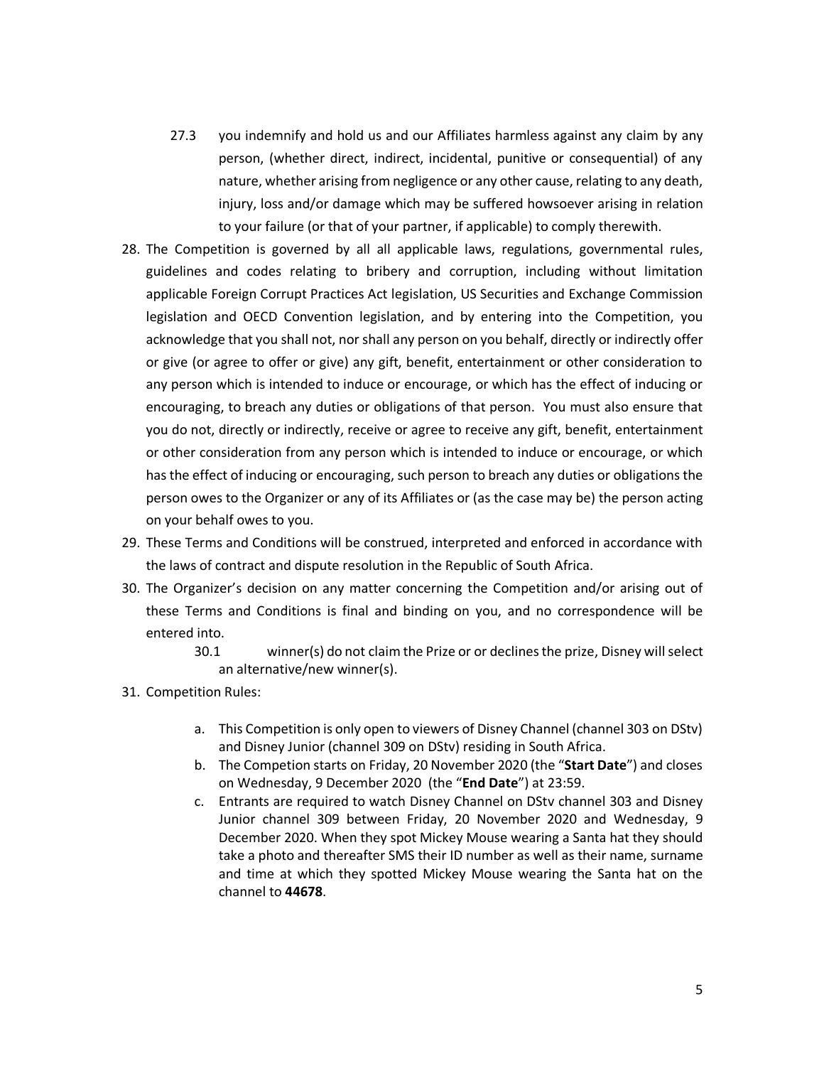27.3 you indemnify and hold us and our Affiliates harmless against any claim by any person, (whether direct, indirect, incidental, punitive or consequential) of any nature, whether arising from negligence or any other cause, relating to any death, injury, loss and/or damage which may be suffered howsoever arising in relation to your failure (or that of your partner, if applicable) to comply therewith.

28. The Competition is governed by all all applicable laws, regulations, governmental rules, guidelines and codes relating to bribery and corruption, including without limitation applicable Foreign Corrupt Practices Act legislation, US Securities and Exchange Commission legislation and OECD Convention legislation, and by entering into the Competition, you acknowledge that you shall not, nor shall any person on you behalf, directly or indirectly offer or give (or agree to offer or give) any gift, benefit, entertainment or other consideration to any person which is intended to induce or encourage, or which has the effect of inducing or encouraging, to breach any duties or obligations of that person. You must also ensure that you do not, directly or indirectly, receive or agree to receive any gift, benefit, entertainment or other consideration from any person which is intended to induce or encourage, or which has the effect of inducing or encouraging, such person to breach any duties or obligations the person owes to the Organizer or any of its Affiliates or (as the case may be) the person acting on your behalf owes to you.

29. These Terms and Conditions will be construed, interpreted and enforced in accordance with the laws of contract and dispute resolution in the Republic of South Africa.

30. The Organizer's decision on any matter concerning the Competition and/or arising out of these Terms and Conditions is final and binding on you, and no correspondence will be entered into.

    30.1 winner(s) do not claim the Prize or or declines the prize, Disney will select an alternative/new winner(s).

31. Competition Rules:

    a. This Competition is only open to viewers of Disney Channel (channel 303 on DStv) and Disney Junior (channel 309 on DStv) residing in South Africa.
    b. The Competion starts on Friday, 20 November 2020 (the "**Start Date**") and closes on Wednesday, 9 December 2020 (the "**End Date**") at 23:59.
    c. Entrants are required to watch Disney Channel on DStv channel 303 and Disney Junior channel 309 between Friday, 20 November 2020 and Wednesday, 9 December 2020. When they spot Mickey Mouse wearing a Santa hat they should take a photo and thereafter SMS their ID number as well as their name, surname and time at which they spotted Mickey Mouse wearing the Santa hat on the channel to **44678**.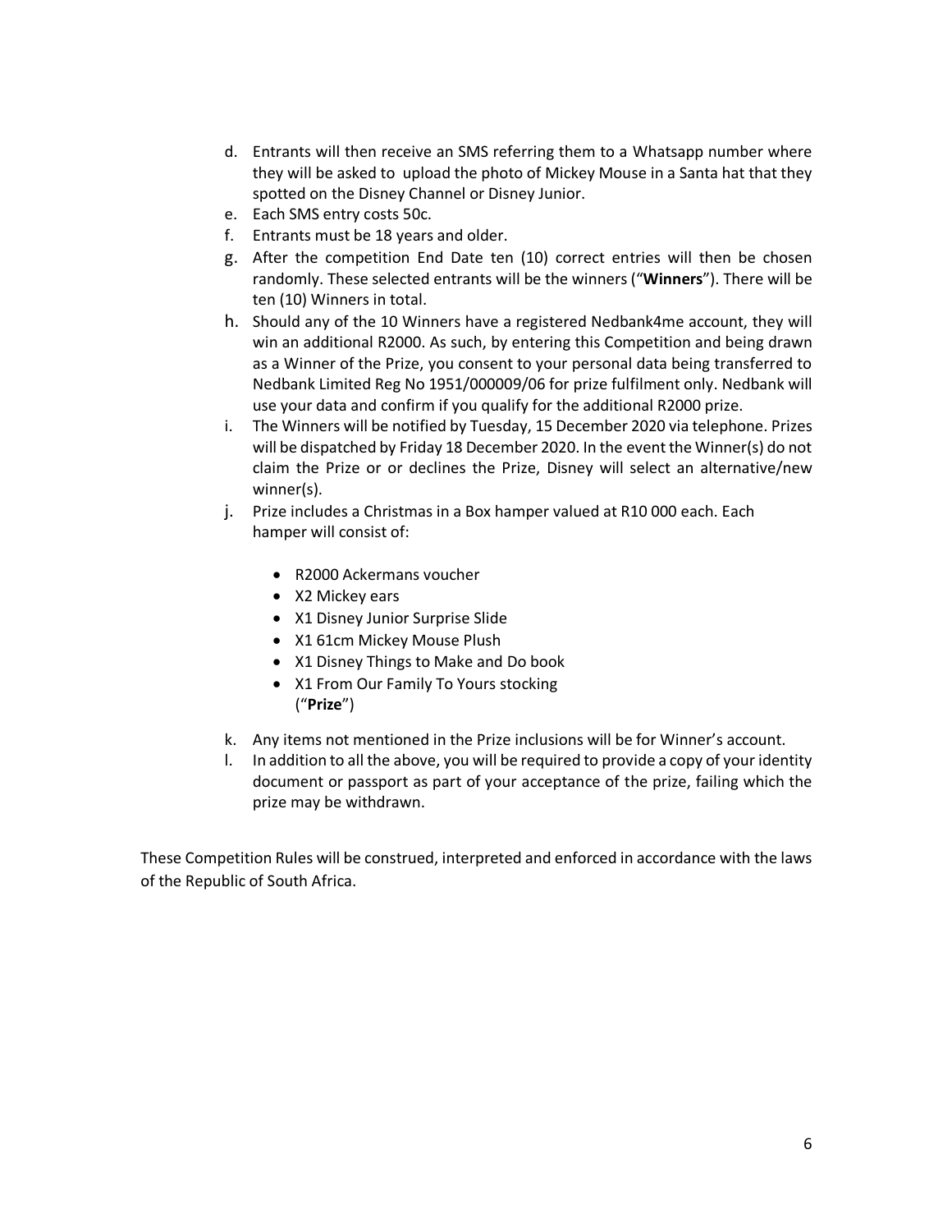d. Entrants will then receive an SMS referring them to a Whatsapp number where they will be asked to upload the photo of Mickey Mouse in a Santa hat that they spotted on the Disney Channel or Disney Junior.
e. Each SMS entry costs 50c.
f. Entrants must be 18 years and older.
g. After the competition End Date ten (10) correct entries will then be chosen randomly. These selected entrants will be the winners ("**Winners**"). There will be ten (10) Winners in total.
h. Should any of the 10 Winners have a registered Nedbank4me account, they will win an additional R2000. As such, by entering this Competition and being drawn as a Winner of the Prize, you consent to your personal data being transferred to Nedbank Limited Reg No 1951/000009/06 for prize fulfilment only. Nedbank will use your data and confirm if you qualify for the additional R2000 prize.
i. The Winners will be notified by Tuesday, 15 December 2020 via telephone. Prizes will be dispatched by Friday 18 December 2020. In the event the Winner(s) do not claim the Prize or or declines the Prize, Disney will select an alternative/new winner(s).
j. Prize includes a Christmas in a Box hamper valued at R10 000 each. Each hamper will consist of:

   - R2000 Ackermans voucher
   - X2 Mickey ears
   - X1 Disney Junior Surprise Slide
   - X1 61cm Mickey Mouse Plush
   - X1 Disney Things to Make and Do book
   - X1 From Our Family To Yours stocking ("**Prize**")

k. Any items not mentioned in the Prize inclusions will be for Winner's account.
l. In addition to all the above, you will be required to provide a copy of your identity document or passport as part of your acceptance of the prize, failing which the prize may be withdrawn.

These Competition Rules will be construed, interpreted and enforced in accordance with the laws of the Republic of South Africa.